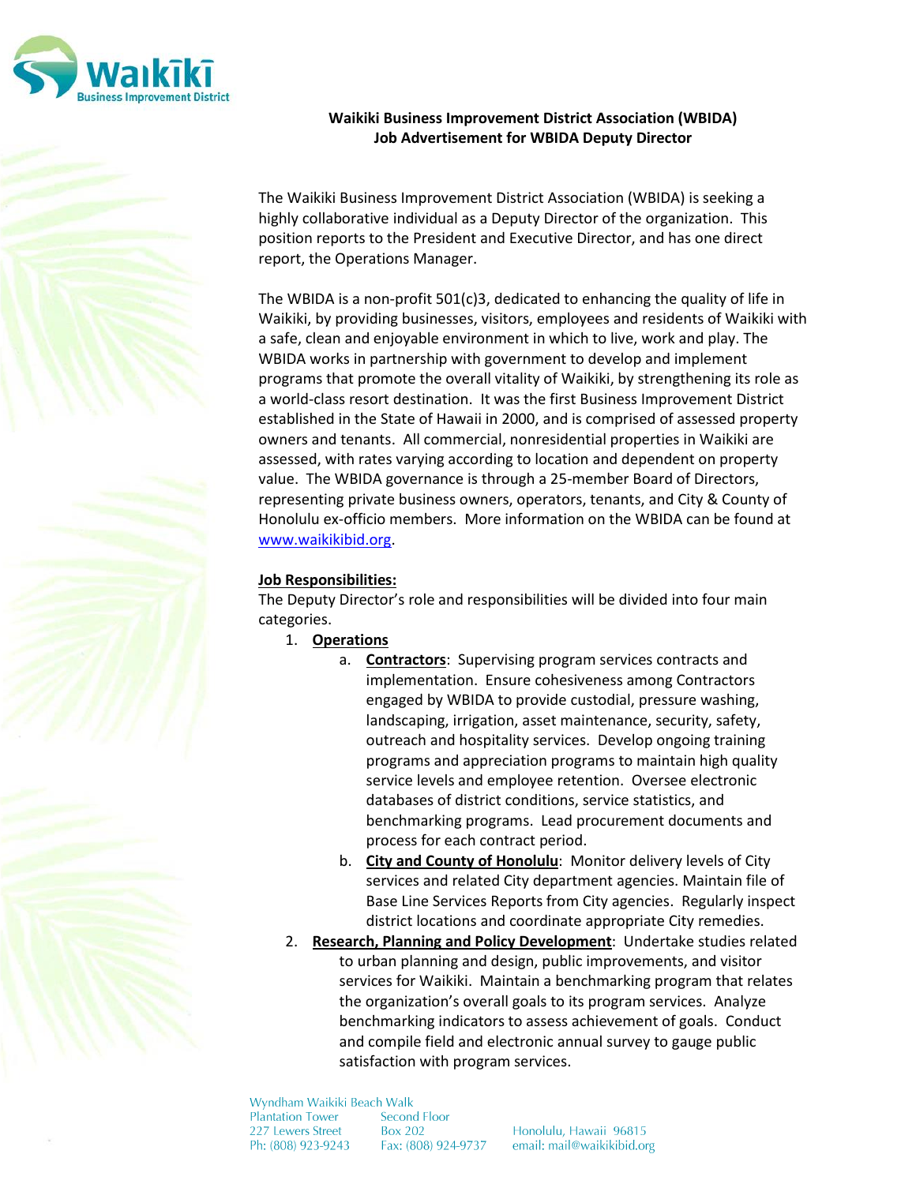**Waikiki Business Improvement District Association (WBIDA)**
**Job Advertisement for WBIDA Deputy Director**

The Waikiki Business Improvement District Association (WBIDA) is seeking a highly collaborative individual as a Deputy Director of the organization. This position reports to the President and Executive Director, and has one direct report, the Operations Manager.

The WBIDA is a non-profit 501(c)3, dedicated to enhancing the quality of life in Waikiki, by providing businesses, visitors, employees and residents of Waikiki with a safe, clean and enjoyable environment in which to live, work and play. The WBIDA works in partnership with government to develop and implement programs that promote the overall vitality of Waikiki, by strengthening its role as a world-class resort destination. It was the first Business Improvement District established in the State of Hawaii in 2000, and is comprised of assessed property owners and tenants. All commercial, nonresidential properties in Waikiki are assessed, with rates varying according to location and dependent on property value. The WBIDA governance is through a 25-member Board of Directors, representing private business owners, operators, tenants, and City & County of Honolulu ex-officio members. More information on the WBIDA can be found at [www.waikikibid.org](http://www.waikikibid.org).

**Job Responsibilities:**

The Deputy Director's role and responsibilities will be divided into four main categories.

1. **Operations**
   a. **Contractors**: Supervising program services contracts and implementation. Ensure cohesiveness among Contractors engaged by WBIDA to provide custodial, pressure washing, landscaping, irrigation, asset maintenance, security, safety, outreach and hospitality services. Develop ongoing training programs and appreciation programs to maintain high quality service levels and employee retention. Oversee electronic databases of district conditions, service statistics, and benchmarking programs. Lead procurement documents and process for each contract period.
   b. **City and County of Honolulu**: Monitor delivery levels of City services and related City department agencies. Maintain file of Base Line Services Reports from City agencies. Regularly inspect district locations and coordinate appropriate City remedies.
2. **Research, Planning and Policy Development**: Undertake studies related to urban planning and design, public improvements, and visitor services for Waikiki. Maintain a benchmarking program that relates the organization's overall goals to its program services. Analyze benchmarking indicators to assess achievement of goals. Conduct and compile field and electronic annual survey to gauge public satisfaction with program services.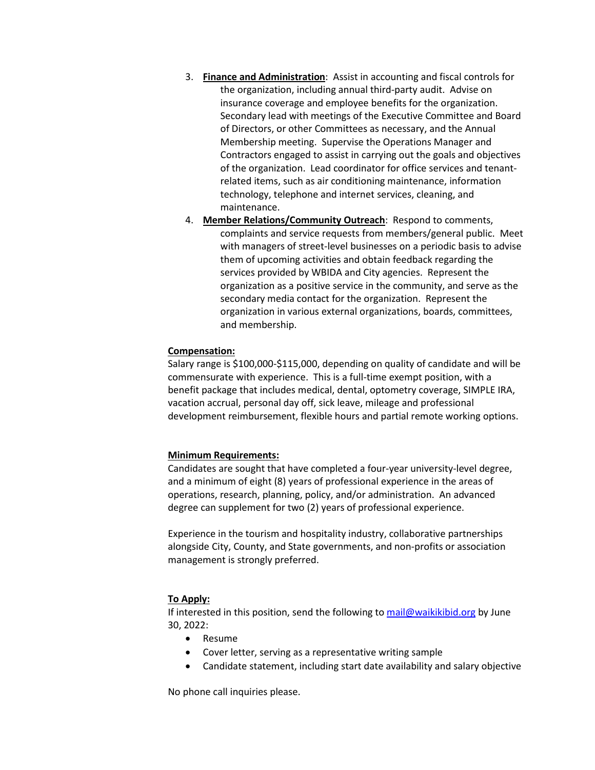3. **Finance and Administration**: Assist in accounting and fiscal controls for the organization, including annual third-party audit. Advise on insurance coverage and employee benefits for the organization. Secondary lead with meetings of the Executive Committee and Board of Directors, or other Committees as necessary, and the Annual Membership meeting. Supervise the Operations Manager and Contractors engaged to assist in carrying out the goals and objectives of the organization. Lead coordinator for office services and tenant-related items, such as air conditioning maintenance, information technology, telephone and internet services, cleaning, and maintenance.
4. **Member Relations/Community Outreach**: Respond to comments, complaints and service requests from members/general public. Meet with managers of street-level businesses on a periodic basis to advise them of upcoming activities and obtain feedback regarding the services provided by WBIDA and City agencies. Represent the organization as a positive service in the community, and serve as the secondary media contact for the organization. Represent the organization in various external organizations, boards, committees, and membership.

**Compensation:**

Salary range is $100,000-$115,000, depending on quality of candidate and will be commensurate with experience. This is a full-time exempt position, with a benefit package that includes medical, dental, optometry coverage, SIMPLE IRA, vacation accrual, personal day off, sick leave, mileage and professional development reimbursement, flexible hours and partial remote working options.

**Minimum Requirements:**

Candidates are sought that have completed a four-year university-level degree, and a minimum of eight (8) years of professional experience in the areas of operations, research, planning, policy, and/or administration. An advanced degree can supplement for two (2) years of professional experience.

Experience in the tourism and hospitality industry, collaborative partnerships alongside City, County, and State governments, and non-profits or association management is strongly preferred.

**To Apply:**

If interested in this position, send the following to mail@waikikibid.org by June 30, 2022:

- Resume
- Cover letter, serving as a representative writing sample
- Candidate statement, including start date availability and salary objective

No phone call inquiries please.